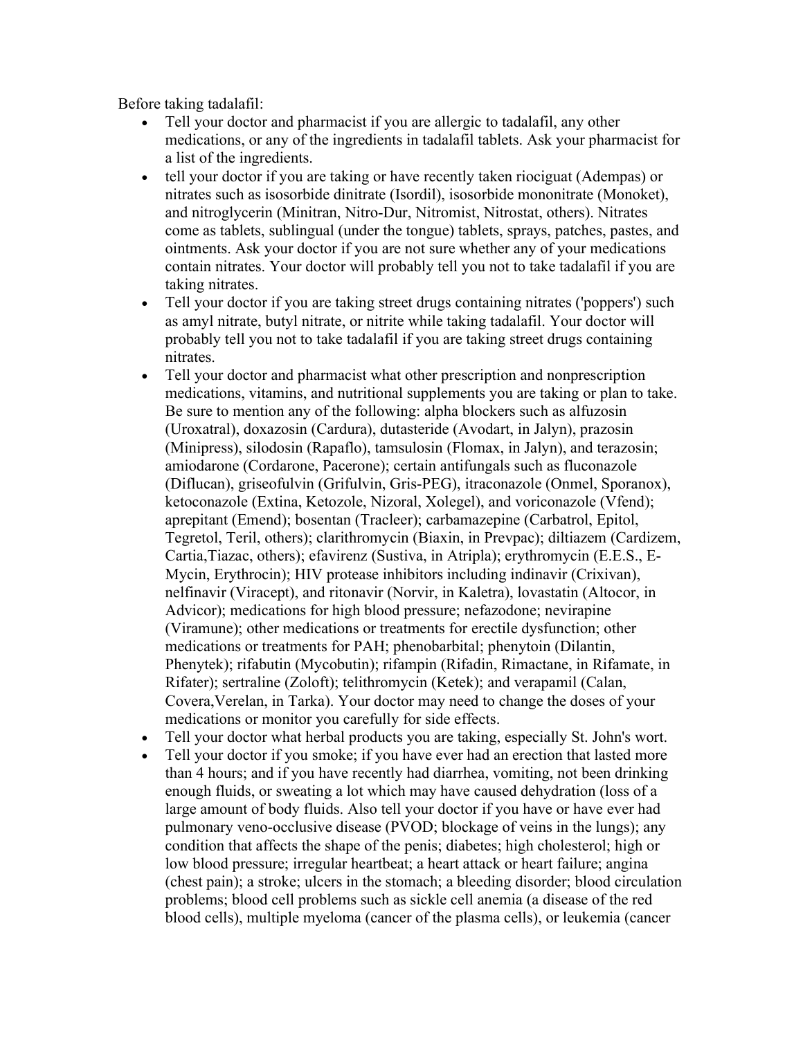Before taking tadalafil:

- Tell your doctor and pharmacist if you are allergic to tadalafil, any other medications, or any of the ingredients in tadalafil tablets. Ask your pharmacist for a list of the ingredients.
- tell your doctor if you are taking or have recently taken riociguat (Adempas) or nitrates such as isosorbide dinitrate (Isordil), isosorbide mononitrate (Monoket), and nitroglycerin (Minitran, Nitro-Dur, Nitromist, Nitrostat, others). Nitrates come as tablets, sublingual (under the tongue) tablets, sprays, patches, pastes, and ointments. Ask your doctor if you are not sure whether any of your medications contain nitrates. Your doctor will probably tell you not to take tadalafil if you are taking nitrates.
- Tell your doctor if you are taking street drugs containing nitrates ('poppers') such as amyl nitrate, butyl nitrate, or nitrite while taking tadalafil. Your doctor will probably tell you not to take tadalafil if you are taking street drugs containing nitrates.
- Tell your doctor and pharmacist what other prescription and nonprescription medications, vitamins, and nutritional supplements you are taking or plan to take. Be sure to mention any of the following: alpha blockers such as alfuzosin (Uroxatral), doxazosin (Cardura), dutasteride (Avodart, in Jalyn), prazosin (Minipress), silodosin (Rapaflo), tamsulosin (Flomax, in Jalyn), and terazosin; amiodarone (Cordarone, Pacerone); certain antifungals such as fluconazole (Diflucan), griseofulvin (Grifulvin, Gris-PEG), itraconazole (Onmel, Sporanox), ketoconazole (Extina, Ketozole, Nizoral, Xolegel), and voriconazole (Vfend); aprepitant (Emend); bosentan (Tracleer); carbamazepine (Carbatrol, Epitol, Tegretol, Teril, others); clarithromycin (Biaxin, in Prevpac); diltiazem (Cardizem, Cartia,Tiazac, others); efavirenz (Sustiva, in Atripla); erythromycin (E.E.S., E-Mycin, Erythrocin); HIV protease inhibitors including indinavir (Crixivan), nelfinavir (Viracept), and ritonavir (Norvir, in Kaletra), lovastatin (Altocor, in Advicor); medications for high blood pressure; nefazodone; nevirapine (Viramune); other medications or treatments for erectile dysfunction; other medications or treatments for PAH; phenobarbital; phenytoin (Dilantin, Phenytek); rifabutin (Mycobutin); rifampin (Rifadin, Rimactane, in Rifamate, in Rifater); sertraline (Zoloft); telithromycin (Ketek); and verapamil (Calan, Covera,Verelan, in Tarka). Your doctor may need to change the doses of your medications or monitor you carefully for side effects.
- Tell your doctor what herbal products you are taking, especially St. John's wort.
- Tell your doctor if you smoke; if you have ever had an erection that lasted more than 4 hours; and if you have recently had diarrhea, vomiting, not been drinking enough fluids, or sweating a lot which may have caused dehydration (loss of a large amount of body fluids. Also tell your doctor if you have or have ever had pulmonary veno-occlusive disease (PVOD; blockage of veins in the lungs); any condition that affects the shape of the penis; diabetes; high cholesterol; high or low blood pressure; irregular heartbeat; a heart attack or heart failure; angina (chest pain); a stroke; ulcers in the stomach; a bleeding disorder; blood circulation problems; blood cell problems such as sickle cell anemia (a disease of the red blood cells), multiple myeloma (cancer of the plasma cells), or leukemia (cancer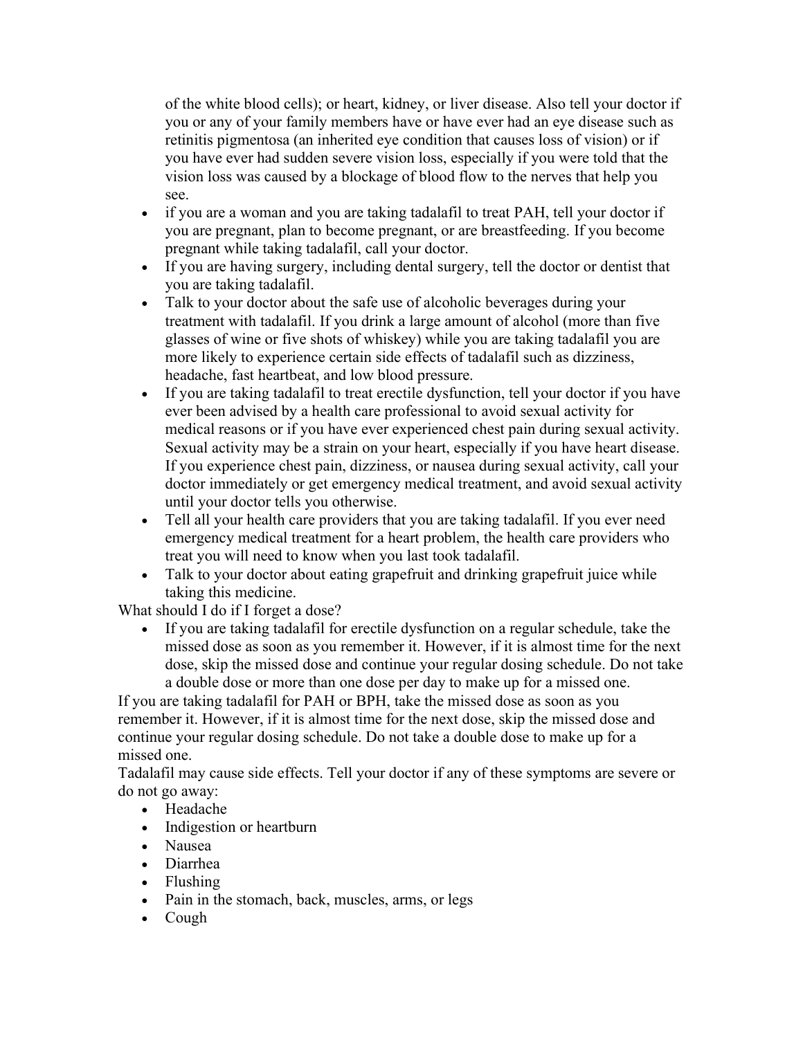of the white blood cells); or heart, kidney, or liver disease. Also tell your doctor if you or any of your family members have or have ever had an eye disease such as retinitis pigmentosa (an inherited eye condition that causes loss of vision) or if you have ever had sudden severe vision loss, especially if you were told that the vision loss was caused by a blockage of blood flow to the nerves that help you see.

- if you are a woman and you are taking tadalafil to treat PAH, tell your doctor if you are pregnant, plan to become pregnant, or are breastfeeding. If you become pregnant while taking tadalafil, call your doctor.
- If you are having surgery, including dental surgery, tell the doctor or dentist that you are taking tadalafil.
- Talk to your doctor about the safe use of alcoholic beverages during your treatment with tadalafil. If you drink a large amount of alcohol (more than five glasses of wine or five shots of whiskey) while you are taking tadalafil you are more likely to experience certain side effects of tadalafil such as dizziness, headache, fast heartbeat, and low blood pressure.
- If you are taking tadalafil to treat erectile dysfunction, tell your doctor if you have ever been advised by a health care professional to avoid sexual activity for medical reasons or if you have ever experienced chest pain during sexual activity. Sexual activity may be a strain on your heart, especially if you have heart disease. If you experience chest pain, dizziness, or nausea during sexual activity, call your doctor immediately or get emergency medical treatment, and avoid sexual activity until your doctor tells you otherwise.
- Tell all your health care providers that you are taking tadalafil. If you ever need emergency medical treatment for a heart problem, the health care providers who treat you will need to know when you last took tadalafil.
- Talk to your doctor about eating grapefruit and drinking grapefruit juice while taking this medicine.

What should I do if I forget a dose?

- If you are taking tadalafil for erectile dysfunction on a regular schedule, take the missed dose as soon as you remember it. However, if it is almost time for the next dose, skip the missed dose and continue your regular dosing schedule. Do not take a double dose or more than one dose per day to make up for a missed one.

If you are taking tadalafil for PAH or BPH, take the missed dose as soon as you remember it. However, if it is almost time for the next dose, skip the missed dose and continue your regular dosing schedule. Do not take a double dose to make up for a missed one.

Tadalafil may cause side effects. Tell your doctor if any of these symptoms are severe or do not go away:

- Headache
- Indigestion or heartburn
- Nausea
- Diarrhea
- Flushing
- Pain in the stomach, back, muscles, arms, or legs
- Cough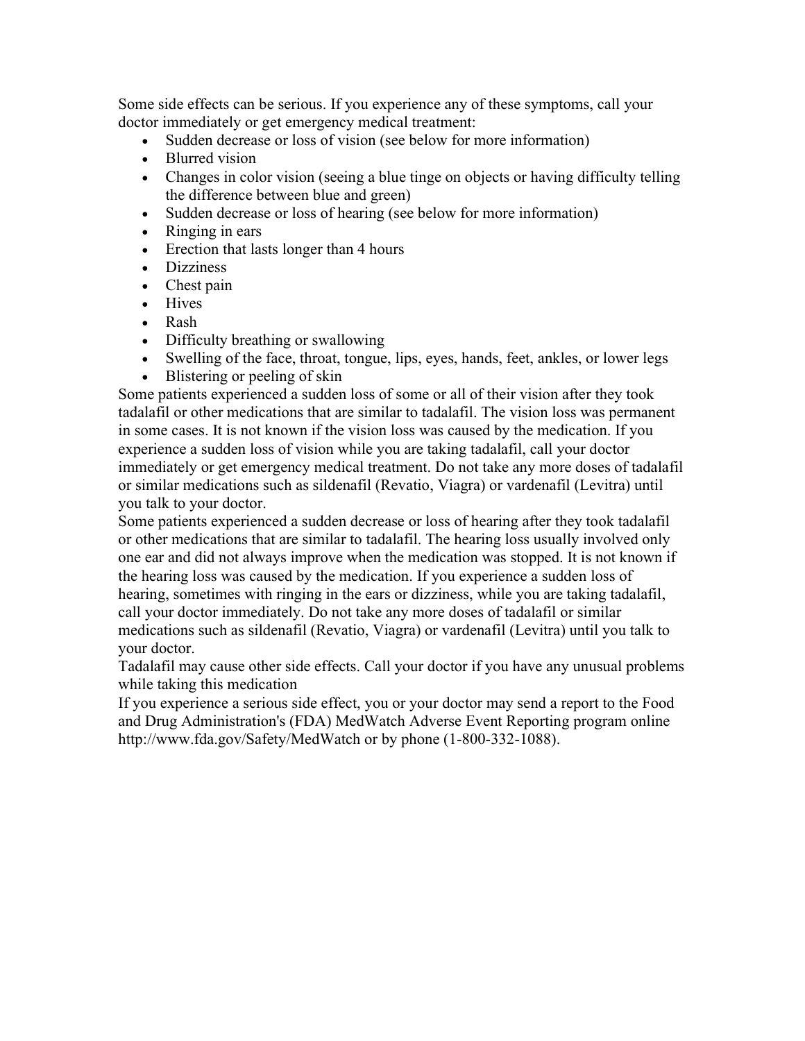Some side effects can be serious. If you experience any of these symptoms, call your doctor immediately or get emergency medical treatment:

- Sudden decrease or loss of vision (see below for more information)
- Blurred vision
- Changes in color vision (seeing a blue tinge on objects or having difficulty telling the difference between blue and green)
- Sudden decrease or loss of hearing (see below for more information)
- Ringing in ears
- Erection that lasts longer than 4 hours
- Dizziness
- Chest pain
- Hives
- Rash
- Difficulty breathing or swallowing
- Swelling of the face, throat, tongue, lips, eyes, hands, feet, ankles, or lower legs
- Blistering or peeling of skin

Some patients experienced a sudden loss of some or all of their vision after they took tadalafil or other medications that are similar to tadalafil. The vision loss was permanent in some cases. It is not known if the vision loss was caused by the medication. If you experience a sudden loss of vision while you are taking tadalafil, call your doctor immediately or get emergency medical treatment. Do not take any more doses of tadalafil or similar medications such as sildenafil (Revatio, Viagra) or vardenafil (Levitra) until you talk to your doctor.

Some patients experienced a sudden decrease or loss of hearing after they took tadalafil or other medications that are similar to tadalafil. The hearing loss usually involved only one ear and did not always improve when the medication was stopped. It is not known if the hearing loss was caused by the medication. If you experience a sudden loss of hearing, sometimes with ringing in the ears or dizziness, while you are taking tadalafil, call your doctor immediately. Do not take any more doses of tadalafil or similar medications such as sildenafil (Revatio, Viagra) or vardenafil (Levitra) until you talk to your doctor.

Tadalafil may cause other side effects. Call your doctor if you have any unusual problems while taking this medication

If you experience a serious side effect, you or your doctor may send a report to the Food and Drug Administration's (FDA) MedWatch Adverse Event Reporting program online http://www.fda.gov/Safety/MedWatch or by phone (1-800-332-1088).